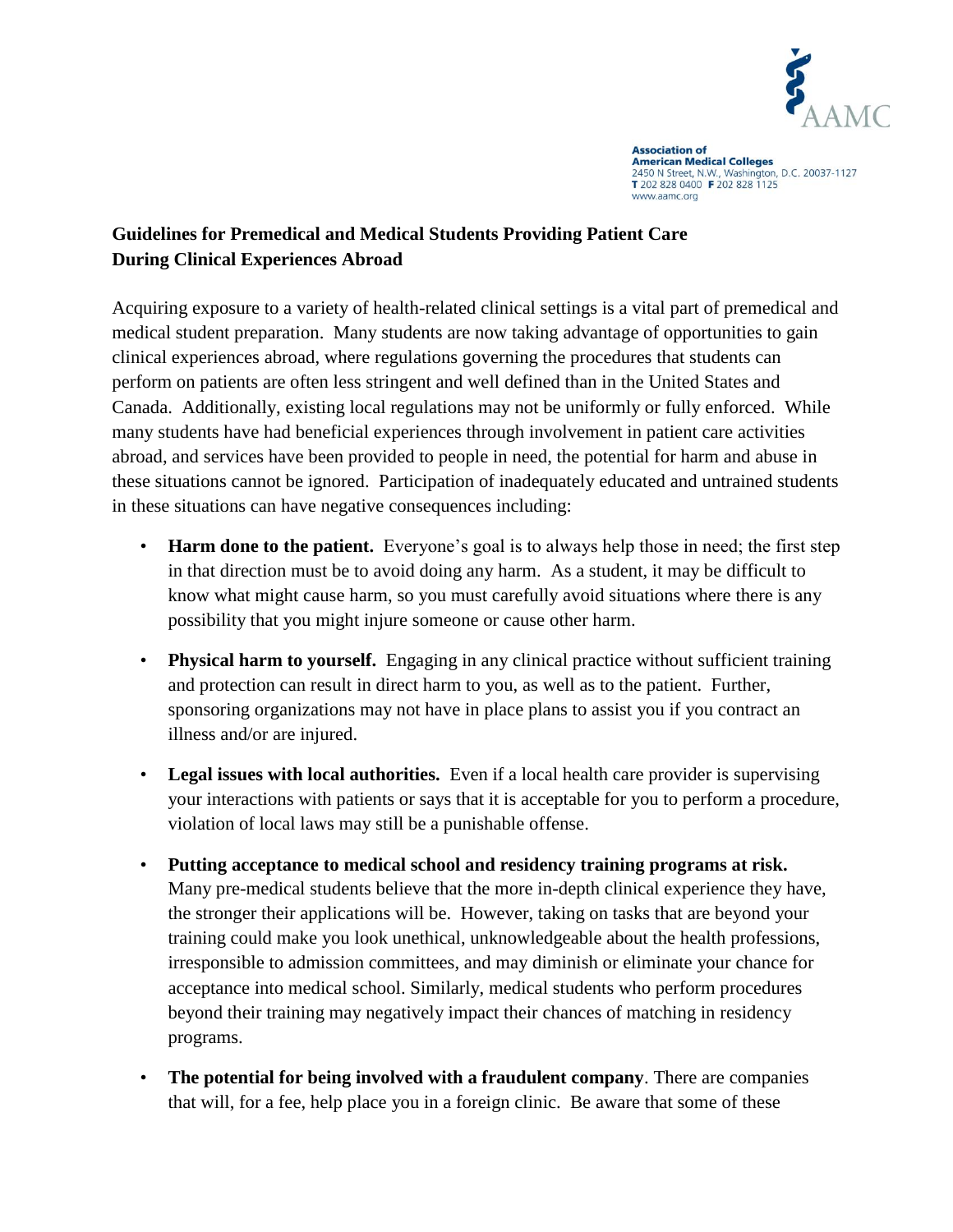Association of
American Medical Colleges
2450 N Street, N.W., Washington, D.C. 20037-1127
T 202 828 0400 F 202 828 1125
www.aamc.org

## Guidelines for Premedical and Medical Students Providing Patient Care During Clinical Experiences Abroad

Acquiring exposure to a variety of health-related clinical settings is a vital part of premedical and medical student preparation. Many students are now taking advantage of opportunities to gain clinical experiences abroad, where regulations governing the procedures that students can perform on patients are often less stringent and well defined than in the United States and Canada. Additionally, existing local regulations may not be uniformly or fully enforced. While many students have had beneficial experiences through involvement in patient care activities abroad, and services have been provided to people in need, the potential for harm and abuse in these situations cannot be ignored. Participation of inadequately educated and untrained students in these situations can have negative consequences including:

- **Harm done to the patient.** Everyone's goal is to always help those in need; the first step in that direction must be to avoid doing any harm. As a student, it may be difficult to know what might cause harm, so you must carefully avoid situations where there is any possibility that you might injure someone or cause other harm.
- **Physical harm to yourself.** Engaging in any clinical practice without sufficient training and protection can result in direct harm to you, as well as to the patient. Further, sponsoring organizations may not have in place plans to assist you if you contract an illness and/or are injured.
- **Legal issues with local authorities.** Even if a local health care provider is supervising your interactions with patients or says that it is acceptable for you to perform a procedure, violation of local laws may still be a punishable offense.
- **Putting acceptance to medical school and residency training programs at risk.** Many pre-medical students believe that the more in-depth clinical experience they have, the stronger their applications will be. However, taking on tasks that are beyond your training could make you look unethical, unknowledgeable about the health professions, irresponsible to admission committees, and may diminish or eliminate your chance for acceptance into medical school. Similarly, medical students who perform procedures beyond their training may negatively impact their chances of matching in residency programs.
- **The potential for being involved with a fraudulent company**. There are companies that will, for a fee, help place you in a foreign clinic. Be aware that some of these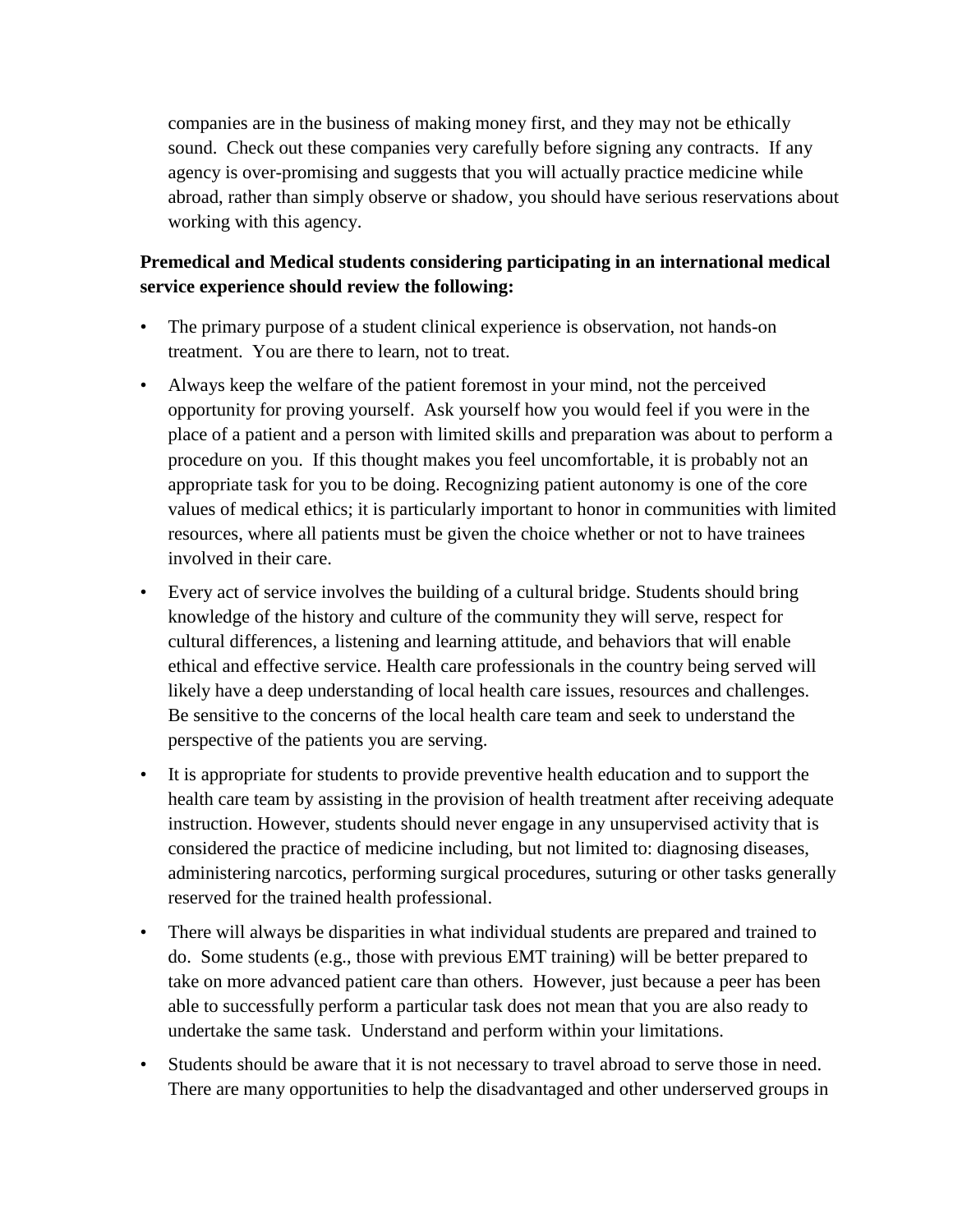companies are in the business of making money first, and they may not be ethically sound. Check out these companies very carefully before signing any contracts. If any agency is over-promising and suggests that you will actually practice medicine while abroad, rather than simply observe or shadow, you should have serious reservations about working with this agency.

**Premedical and Medical students considering participating in an international medical service experience should review the following:**

- The primary purpose of a student clinical experience is observation, not hands-on treatment. You are there to learn, not to treat.
- Always keep the welfare of the patient foremost in your mind, not the perceived opportunity for proving yourself. Ask yourself how you would feel if you were in the place of a patient and a person with limited skills and preparation was about to perform a procedure on you. If this thought makes you feel uncomfortable, it is probably not an appropriate task for you to be doing. Recognizing patient autonomy is one of the core values of medical ethics; it is particularly important to honor in communities with limited resources, where all patients must be given the choice whether or not to have trainees involved in their care.
- Every act of service involves the building of a cultural bridge. Students should bring knowledge of the history and culture of the community they will serve, respect for cultural differences, a listening and learning attitude, and behaviors that will enable ethical and effective service. Health care professionals in the country being served will likely have a deep understanding of local health care issues, resources and challenges. Be sensitive to the concerns of the local health care team and seek to understand the perspective of the patients you are serving.
- It is appropriate for students to provide preventive health education and to support the health care team by assisting in the provision of health treatment after receiving adequate instruction. However, students should never engage in any unsupervised activity that is considered the practice of medicine including, but not limited to: diagnosing diseases, administering narcotics, performing surgical procedures, suturing or other tasks generally reserved for the trained health professional.
- There will always be disparities in what individual students are prepared and trained to do. Some students (e.g., those with previous EMT training) will be better prepared to take on more advanced patient care than others. However, just because a peer has been able to successfully perform a particular task does not mean that you are also ready to undertake the same task. Understand and perform within your limitations.
- Students should be aware that it is not necessary to travel abroad to serve those in need. There are many opportunities to help the disadvantaged and other underserved groups in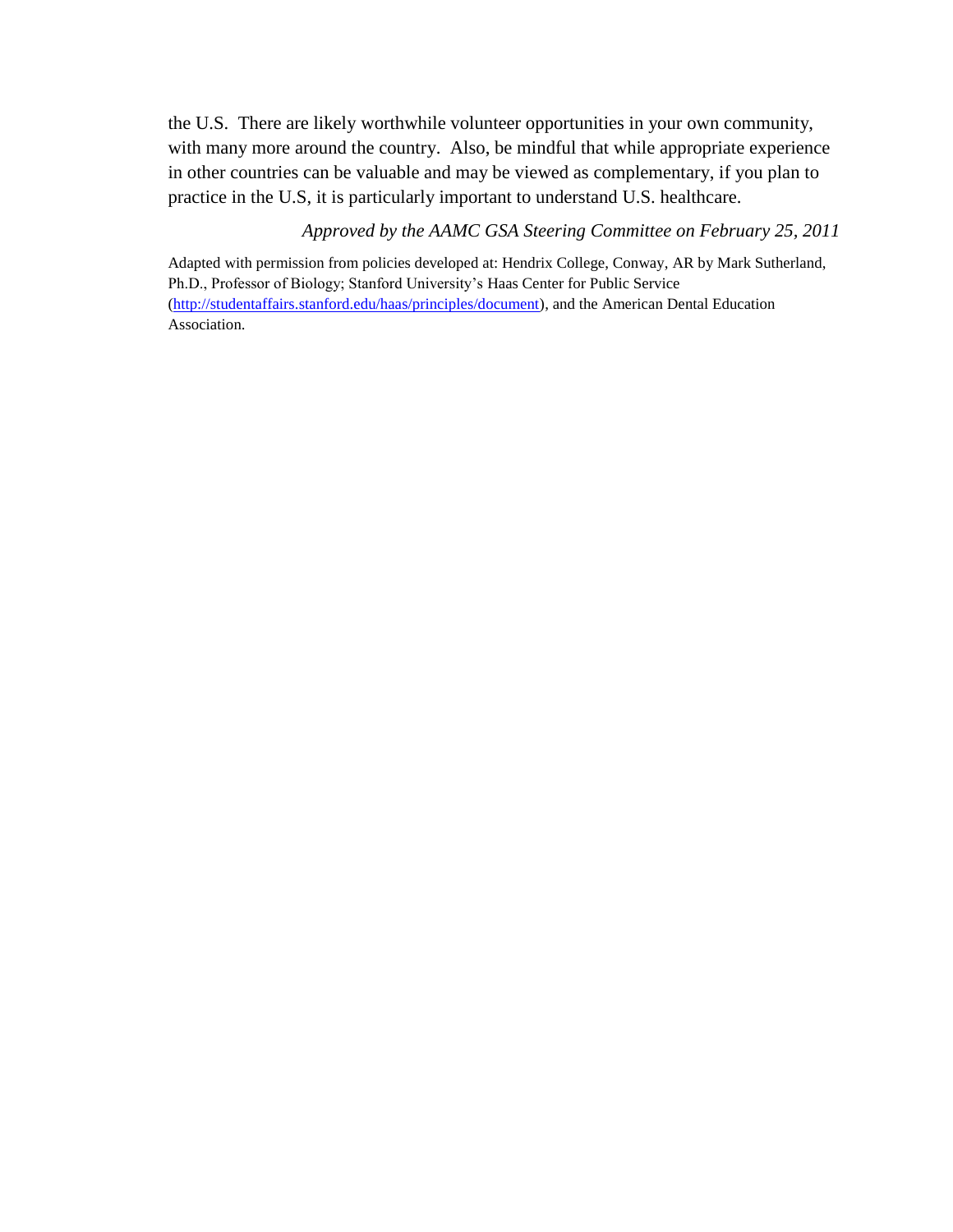the U.S. There are likely worthwhile volunteer opportunities in your own community, with many more around the country. Also, be mindful that while appropriate experience in other countries can be valuable and may be viewed as complementary, if you plan to practice in the U.S, it is particularly important to understand U.S. healthcare.

*Approved by the AAMC GSA Steering Committee on February 25, 2011*

Adapted with permission from policies developed at: Hendrix College, Conway, AR by Mark Sutherland, Ph.D., Professor of Biology; Stanford University's Haas Center for Public Service (http://studentaffairs.stanford.edu/haas/principles/document), and the American Dental Education Association.